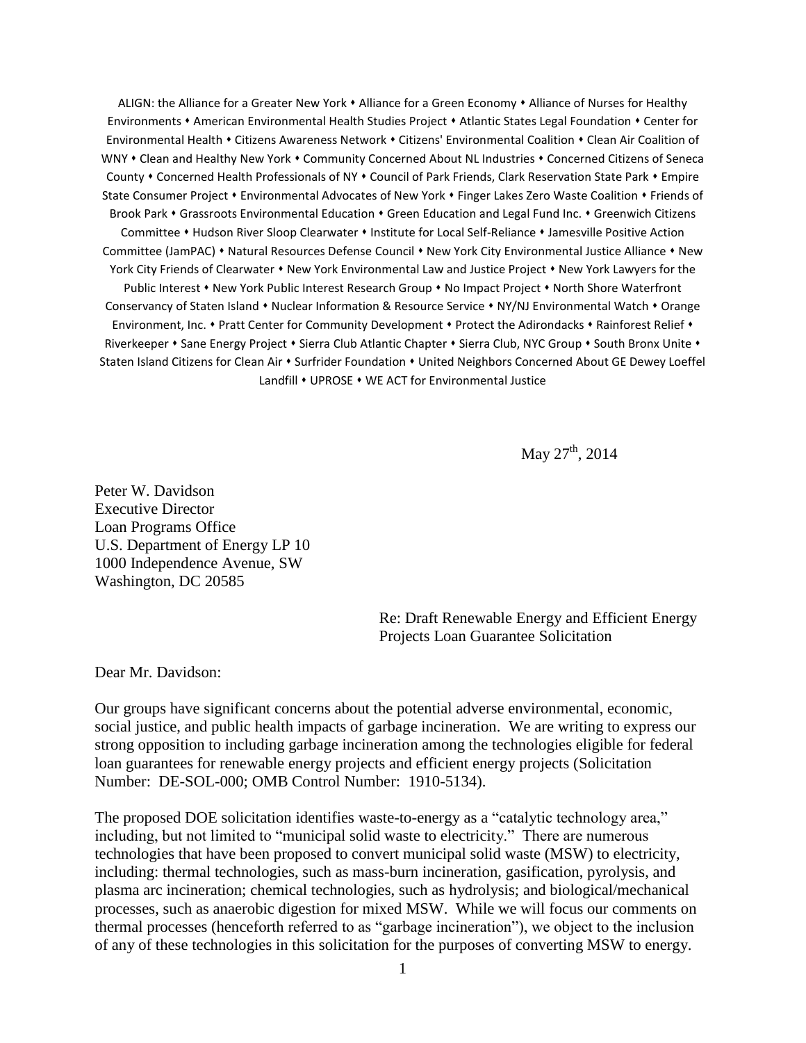ALIGN: the Alliance for a Greater New York • Alliance for a Green Economy • Alliance of Nurses for Healthy Environments • American Environmental Health Studies Project • Atlantic States Legal Foundation • Center for Environmental Health • Citizens Awareness Network • Citizens' Environmental Coalition • Clean Air Coalition of WNY • Clean and Healthy New York • Community Concerned About NL Industries • Concerned Citizens of Seneca County • Concerned Health Professionals of NY • Council of Park Friends, Clark Reservation State Park • Empire State Consumer Project • Environmental Advocates of New York • Finger Lakes Zero Waste Coalition • Friends of Brook Park • Grassroots Environmental Education • Green Education and Legal Fund Inc. • Greenwich Citizens Committee • Hudson River Sloop Clearwater • Institute for Local Self-Reliance • Jamesville Positive Action Committee (JamPAC) • Natural Resources Defense Council • New York City Environmental Justice Alliance • New York City Friends of Clearwater • New York Environmental Law and Justice Project • New York Lawyers for the Public Interest • New York Public Interest Research Group • No Impact Project • North Shore Waterfront Conservancy of Staten Island • Nuclear Information & Resource Service • NY/NJ Environmental Watch • Orange Environment, Inc. • Pratt Center for Community Development • Protect the Adirondacks • Rainforest Relief • Riverkeeper • Sane Energy Project • Sierra Club Atlantic Chapter • Sierra Club, NYC Group • South Bronx Unite • Staten Island Citizens for Clean Air • Surfrider Foundation • United Neighbors Concerned About GE Dewey Loeffel Landfill • UPROSE • WE ACT for Environmental Justice

May 27th, 2014

Peter W. Davidson
Executive Director
Loan Programs Office
U.S. Department of Energy LP 10
1000 Independence Avenue, SW
Washington, DC 20585

Re: Draft Renewable Energy and Efficient Energy Projects Loan Guarantee Solicitation

Dear Mr. Davidson:

Our groups have significant concerns about the potential adverse environmental, economic, social justice, and public health impacts of garbage incineration. We are writing to express our strong opposition to including garbage incineration among the technologies eligible for federal loan guarantees for renewable energy projects and efficient energy projects (Solicitation Number: DE-SOL-000; OMB Control Number: 1910-5134).

The proposed DOE solicitation identifies waste-to-energy as a "catalytic technology area," including, but not limited to "municipal solid waste to electricity." There are numerous technologies that have been proposed to convert municipal solid waste (MSW) to electricity, including: thermal technologies, such as mass-burn incineration, gasification, pyrolysis, and plasma arc incineration; chemical technologies, such as hydrolysis; and biological/mechanical processes, such as anaerobic digestion for mixed MSW. While we will focus our comments on thermal processes (henceforth referred to as "garbage incineration"), we object to the inclusion of any of these technologies in this solicitation for the purposes of converting MSW to energy.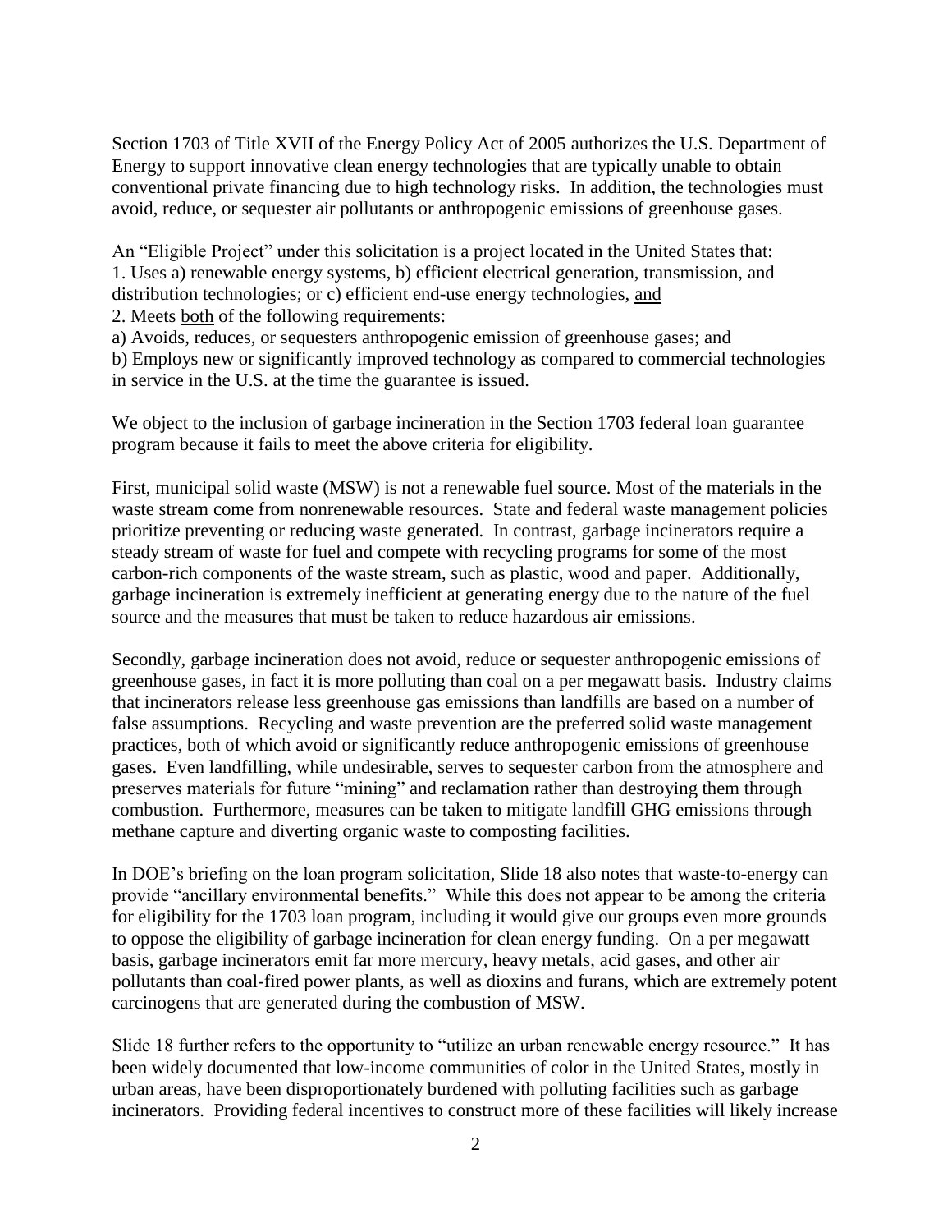Section 1703 of Title XVII of the Energy Policy Act of 2005 authorizes the U.S. Department of Energy to support innovative clean energy technologies that are typically unable to obtain conventional private financing due to high technology risks. In addition, the technologies must avoid, reduce, or sequester air pollutants or anthropogenic emissions of greenhouse gases.

An "Eligible Project" under this solicitation is a project located in the United States that:
1. Uses a) renewable energy systems, b) efficient electrical generation, transmission, and distribution technologies; or c) efficient end-use energy technologies, <u>and</u>
2. Meets <u>both</u> of the following requirements:
a) Avoids, reduces, or sequesters anthropogenic emission of greenhouse gases; and
b) Employs new or significantly improved technology as compared to commercial technologies in service in the U.S. at the time the guarantee is issued.

We object to the inclusion of garbage incineration in the Section 1703 federal loan guarantee program because it fails to meet the above criteria for eligibility.

First, municipal solid waste (MSW) is not a renewable fuel source. Most of the materials in the waste stream come from nonrenewable resources. State and federal waste management policies prioritize preventing or reducing waste generated. In contrast, garbage incinerators require a steady stream of waste for fuel and compete with recycling programs for some of the most carbon-rich components of the waste stream, such as plastic, wood and paper. Additionally, garbage incineration is extremely inefficient at generating energy due to the nature of the fuel source and the measures that must be taken to reduce hazardous air emissions.

Secondly, garbage incineration does not avoid, reduce or sequester anthropogenic emissions of greenhouse gases, in fact it is more polluting than coal on a per megawatt basis. Industry claims that incinerators release less greenhouse gas emissions than landfills are based on a number of false assumptions. Recycling and waste prevention are the preferred solid waste management practices, both of which avoid or significantly reduce anthropogenic emissions of greenhouse gases. Even landfilling, while undesirable, serves to sequester carbon from the atmosphere and preserves materials for future "mining" and reclamation rather than destroying them through combustion. Furthermore, measures can be taken to mitigate landfill GHG emissions through methane capture and diverting organic waste to composting facilities.

In DOE's briefing on the loan program solicitation, Slide 18 also notes that waste-to-energy can provide "ancillary environmental benefits." While this does not appear to be among the criteria for eligibility for the 1703 loan program, including it would give our groups even more grounds to oppose the eligibility of garbage incineration for clean energy funding. On a per megawatt basis, garbage incinerators emit far more mercury, heavy metals, acid gases, and other air pollutants than coal-fired power plants, as well as dioxins and furans, which are extremely potent carcinogens that are generated during the combustion of MSW.

Slide 18 further refers to the opportunity to "utilize an urban renewable energy resource." It has been widely documented that low-income communities of color in the United States, mostly in urban areas, have been disproportionately burdened with polluting facilities such as garbage incinerators. Providing federal incentives to construct more of these facilities will likely increase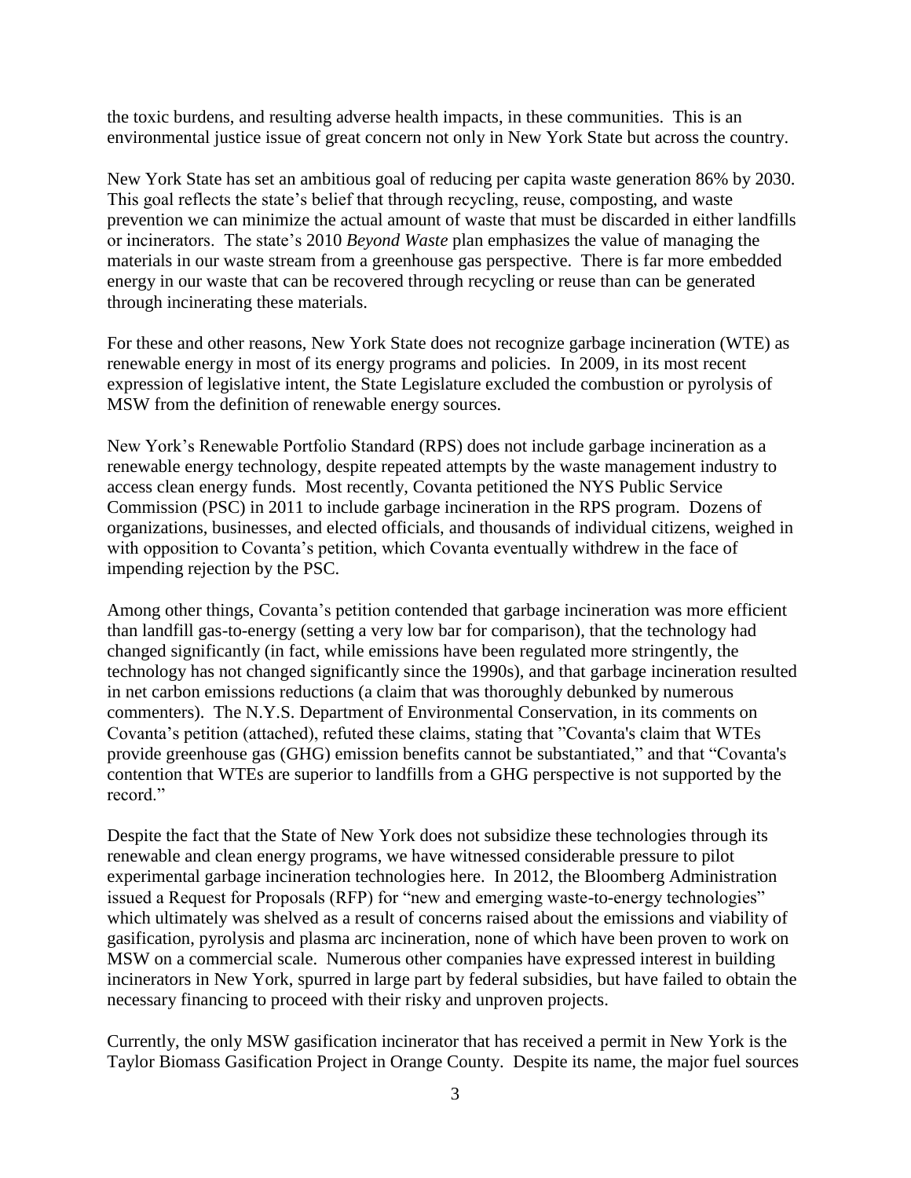the toxic burdens, and resulting adverse health impacts, in these communities. This is an environmental justice issue of great concern not only in New York State but across the country.

New York State has set an ambitious goal of reducing per capita waste generation 86% by 2030. This goal reflects the state's belief that through recycling, reuse, composting, and waste prevention we can minimize the actual amount of waste that must be discarded in either landfills or incinerators. The state's 2010 *Beyond Waste* plan emphasizes the value of managing the materials in our waste stream from a greenhouse gas perspective. There is far more embedded energy in our waste that can be recovered through recycling or reuse than can be generated through incinerating these materials.

For these and other reasons, New York State does not recognize garbage incineration (WTE) as renewable energy in most of its energy programs and policies. In 2009, in its most recent expression of legislative intent, the State Legislature excluded the combustion or pyrolysis of MSW from the definition of renewable energy sources.

New York's Renewable Portfolio Standard (RPS) does not include garbage incineration as a renewable energy technology, despite repeated attempts by the waste management industry to access clean energy funds. Most recently, Covanta petitioned the NYS Public Service Commission (PSC) in 2011 to include garbage incineration in the RPS program. Dozens of organizations, businesses, and elected officials, and thousands of individual citizens, weighed in with opposition to Covanta's petition, which Covanta eventually withdrew in the face of impending rejection by the PSC.

Among other things, Covanta's petition contended that garbage incineration was more efficient than landfill gas-to-energy (setting a very low bar for comparison), that the technology had changed significantly (in fact, while emissions have been regulated more stringently, the technology has not changed significantly since the 1990s), and that garbage incineration resulted in net carbon emissions reductions (a claim that was thoroughly debunked by numerous commenters). The N.Y.S. Department of Environmental Conservation, in its comments on Covanta's petition (attached), refuted these claims, stating that "Covanta's claim that WTEs provide greenhouse gas (GHG) emission benefits cannot be substantiated," and that "Covanta's contention that WTEs are superior to landfills from a GHG perspective is not supported by the record."

Despite the fact that the State of New York does not subsidize these technologies through its renewable and clean energy programs, we have witnessed considerable pressure to pilot experimental garbage incineration technologies here. In 2012, the Bloomberg Administration issued a Request for Proposals (RFP) for "new and emerging waste-to-energy technologies" which ultimately was shelved as a result of concerns raised about the emissions and viability of gasification, pyrolysis and plasma arc incineration, none of which have been proven to work on MSW on a commercial scale. Numerous other companies have expressed interest in building incinerators in New York, spurred in large part by federal subsidies, but have failed to obtain the necessary financing to proceed with their risky and unproven projects.

Currently, the only MSW gasification incinerator that has received a permit in New York is the Taylor Biomass Gasification Project in Orange County. Despite its name, the major fuel sources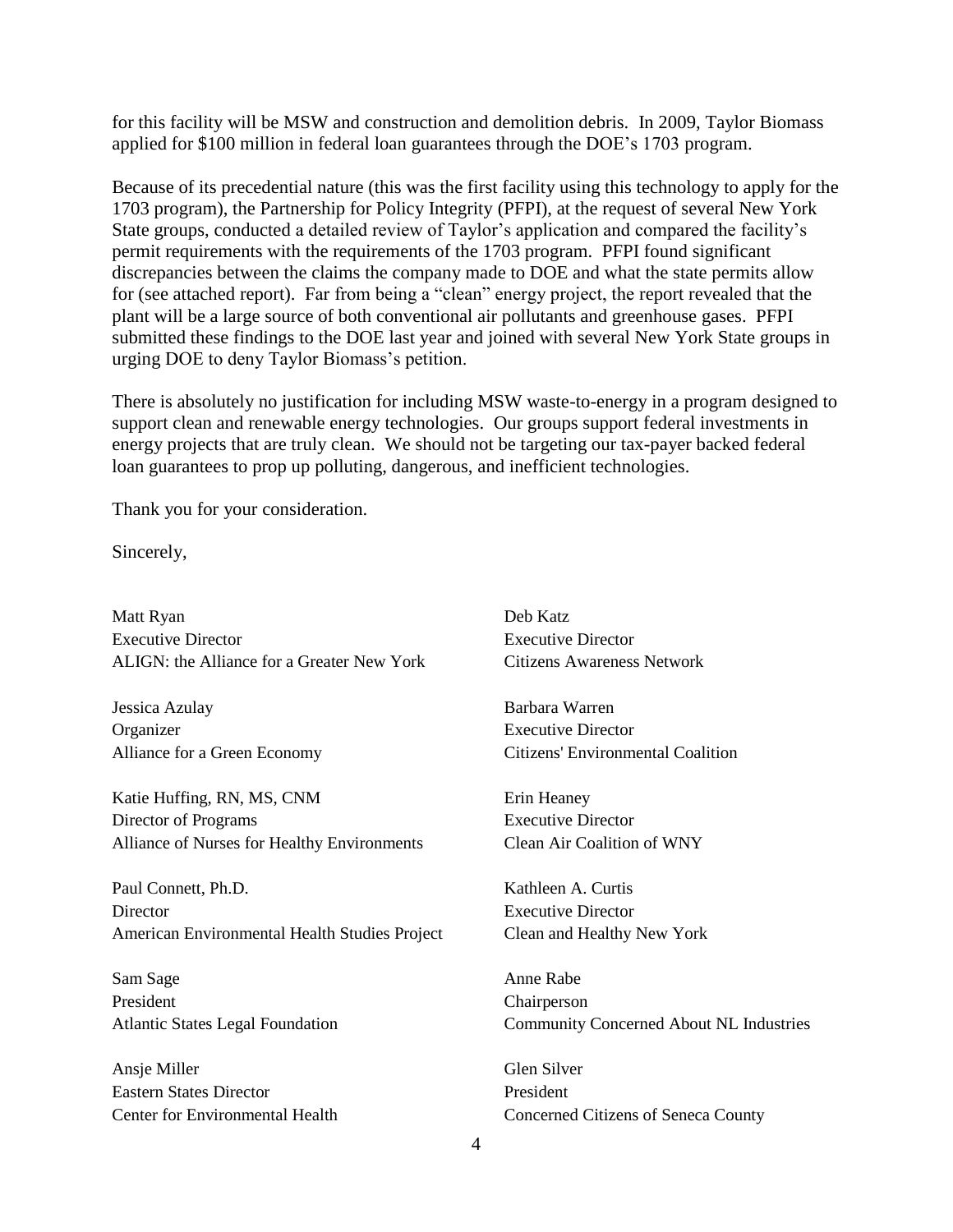for this facility will be MSW and construction and demolition debris. In 2009, Taylor Biomass applied for $100 million in federal loan guarantees through the DOE's 1703 program.

Because of its precedential nature (this was the first facility using this technology to apply for the 1703 program), the Partnership for Policy Integrity (PFPI), at the request of several New York State groups, conducted a detailed review of Taylor's application and compared the facility's permit requirements with the requirements of the 1703 program. PFPI found significant discrepancies between the claims the company made to DOE and what the state permits allow for (see attached report). Far from being a "clean" energy project, the report revealed that the plant will be a large source of both conventional air pollutants and greenhouse gases. PFPI submitted these findings to the DOE last year and joined with several New York State groups in urging DOE to deny Taylor Biomass's petition.

There is absolutely no justification for including MSW waste-to-energy in a program designed to support clean and renewable energy technologies. Our groups support federal investments in energy projects that are truly clean. We should not be targeting our tax-payer backed federal loan guarantees to prop up polluting, dangerous, and inefficient technologies.

Thank you for your consideration.

Sincerely,

Matt Ryan
Executive Director
ALIGN: the Alliance for a Greater New York

Jessica Azulay
Organizer
Alliance for a Green Economy

Katie Huffing, RN, MS, CNM
Director of Programs
Alliance of Nurses for Healthy Environments

Paul Connett, Ph.D.
Director
American Environmental Health Studies Project

Sam Sage
President
Atlantic States Legal Foundation

Ansje Miller
Eastern States Director
Center for Environmental Health

Deb Katz
Executive Director
Citizens Awareness Network

Barbara Warren
Executive Director
Citizens' Environmental Coalition

Erin Heaney
Executive Director
Clean Air Coalition of WNY

Kathleen A. Curtis
Executive Director
Clean and Healthy New York

Anne Rabe
Chairperson
Community Concerned About NL Industries

Glen Silver
President
Concerned Citizens of Seneca County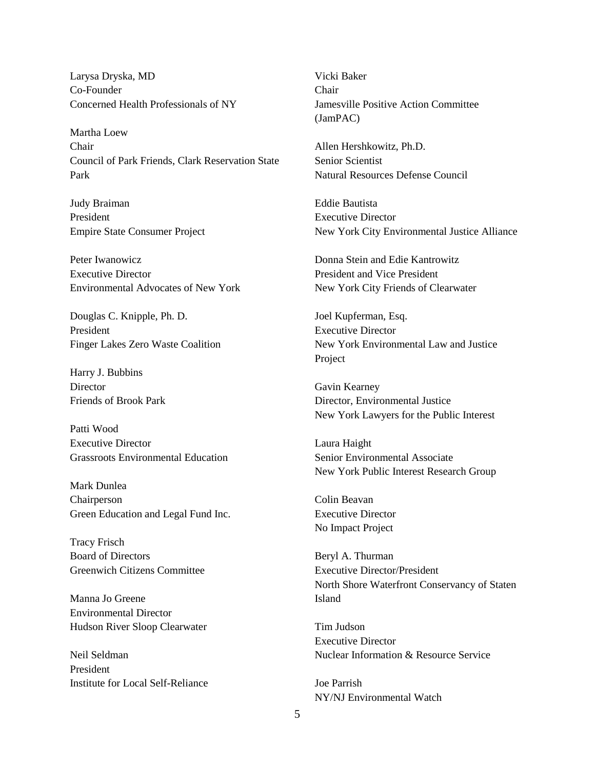Larysa Dryska, MD
Co-Founder
Concerned Health Professionals of NY

Martha Loew
Chair
Council of Park Friends, Clark Reservation State Park

Judy Braiman
President
Empire State Consumer Project

Peter Iwanowicz
Executive Director
Environmental Advocates of New York

Douglas C. Knipple, Ph. D.
President
Finger Lakes Zero Waste Coalition

Harry J. Bubbins
Director
Friends of Brook Park

Patti Wood
Executive Director
Grassroots Environmental Education

Mark Dunlea
Chairperson
Green Education and Legal Fund Inc.

Tracy Frisch
Board of Directors
Greenwich Citizens Committee

Manna Jo Greene
Environmental Director
Hudson River Sloop Clearwater

Neil Seldman
President
Institute for Local Self-Reliance

Vicki Baker
Chair
Jamesville Positive Action Committee (JamPAC)

Allen Hershkowitz, Ph.D.
Senior Scientist
Natural Resources Defense Council

Eddie Bautista
Executive Director
New York City Environmental Justice Alliance

Donna Stein and Edie Kantrowitz
President and Vice President
New York City Friends of Clearwater

Joel Kupferman, Esq.
Executive Director
New York Environmental Law and Justice Project

Gavin Kearney
Director, Environmental Justice
New York Lawyers for the Public Interest

Laura Haight
Senior Environmental Associate
New York Public Interest Research Group

Colin Beavan
Executive Director
No Impact Project

Beryl A. Thurman
Executive Director/President
North Shore Waterfront Conservancy of Staten Island

Tim Judson
Executive Director
Nuclear Information & Resource Service

Joe Parrish
NY/NJ Environmental Watch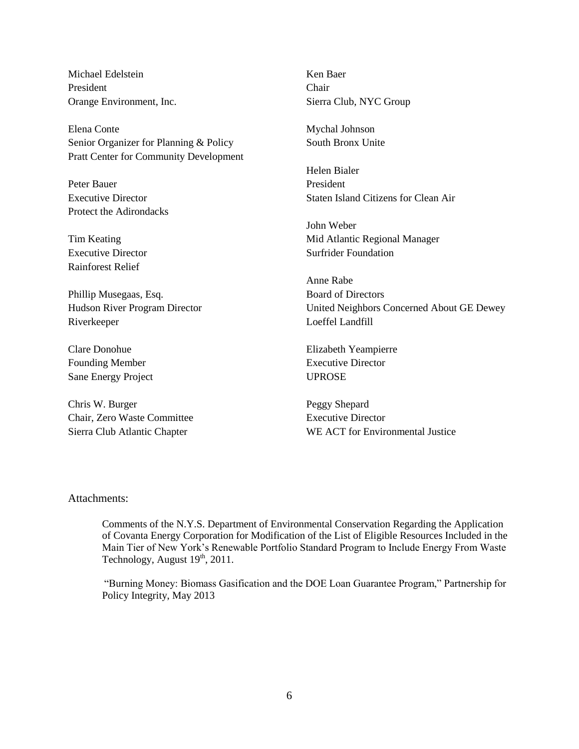Michael Edelstein
President
Orange Environment, Inc.

Elena Conte
Senior Organizer for Planning & Policy
Pratt Center for Community Development

Peter Bauer
Executive Director
Protect the Adirondacks

Tim Keating
Executive Director
Rainforest Relief

Phillip Musegaas, Esq.
Hudson River Program Director
Riverkeeper

Clare Donohue
Founding Member
Sane Energy Project

Chris W. Burger
Chair, Zero Waste Committee
Sierra Club Atlantic Chapter

Ken Baer
Chair
Sierra Club, NYC Group

Mychal Johnson
South Bronx Unite

Helen Bialer
President
Staten Island Citizens for Clean Air

John Weber
Mid Atlantic Regional Manager
Surfrider Foundation

Anne Rabe
Board of Directors
United Neighbors Concerned About GE Dewey Loeffel Landfill

Elizabeth Yeampierre
Executive Director
UPROSE

Peggy Shepard
Executive Director
WE ACT for Environmental Justice

Attachments:

Comments of the N.Y.S. Department of Environmental Conservation Regarding the Application of Covanta Energy Corporation for Modification of the List of Eligible Resources Included in the Main Tier of New York's Renewable Portfolio Standard Program to Include Energy From Waste Technology, August 19th, 2011.

"Burning Money: Biomass Gasification and the DOE Loan Guarantee Program," Partnership for Policy Integrity, May 2013